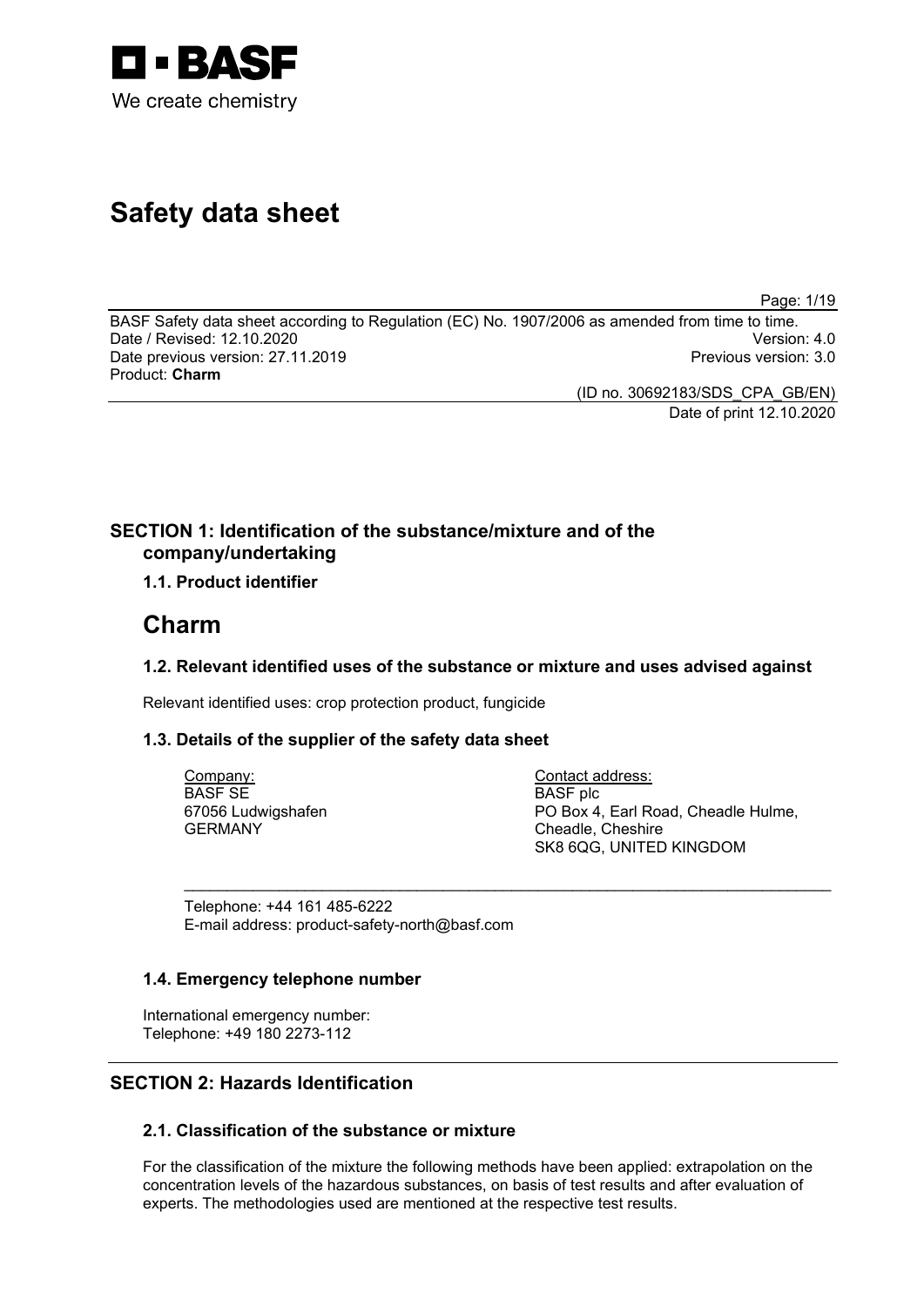BASF
We create chemistry

# Safety data sheet

BASF Safety data sheet according to Regulation (EC) No. 1907/2006 as amended from time to time.
Date / Revised: 12.10.2020 Version: 4.0
Date previous version: 27.11.2019 Previous version: 3.0
Product: **Charm**

(ID no. 30692183/SDS_CPA_GB/EN)
Date of print 12.10.2020

## SECTION 1: Identification of the substance/mixture and of the company/undertaking

### 1.1. Product identifier

# Charm

### 1.2. Relevant identified uses of the substance or mixture and uses advised against

Relevant identified uses: crop protection product, fungicide

### 1.3. Details of the supplier of the safety data sheet

Company:
BASF SE
67056 Ludwigshafen
GERMANY

Contact address:
BASF plc
PO Box 4, Earl Road, Cheadle Hulme,
Cheadle, Cheshire
SK8 6QG, UNITED KINGDOM

Telephone: +44 161 485-6222
E-mail address: product-safety-north@basf.com

### 1.4. Emergency telephone number

International emergency number:
Telephone: +49 180 2273-112

## SECTION 2: Hazards Identification

### 2.1. Classification of the substance or mixture

For the classification of the mixture the following methods have been applied: extrapolation on the concentration levels of the hazardous substances, on basis of test results and after evaluation of experts. The methodologies used are mentioned at the respective test results.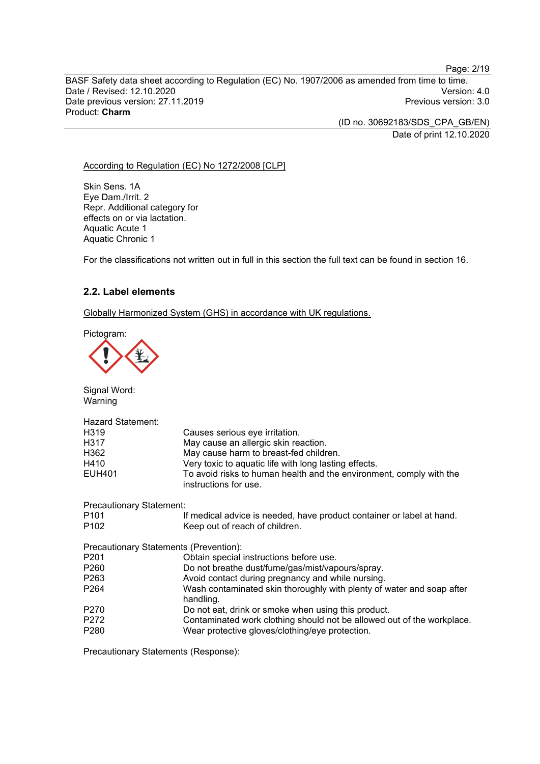According to Regulation (EC) No 1272/2008 [CLP]

Skin Sens. 1A
Eye Dam./Irrit. 2
Repr. Additional category for effects on or via lactation.
Aquatic Acute 1
Aquatic Chronic 1

For the classifications not written out in full in this section the full text can be found in section 16.

### 2.2. Label elements

Globally Harmonized System (GHS) in accordance with UK regulations.

Pictogram:

Signal Word:
Warning

Hazard Statement:

| | |
|---|---|
| H319 | Causes serious eye irritation. |
| H317 | May cause an allergic skin reaction. |
| H362 | May cause harm to breast-fed children. |
| H410 | Very toxic to aquatic life with long lasting effects. |
| EUH401 | To avoid risks to human health and the environment, comply with the instructions for use. |

Precautionary Statement:

| | |
|---|---|
| P101 | If medical advice is needed, have product container or label at hand. |
| P102 | Keep out of reach of children. |

Precautionary Statements (Prevention):

| | |
|---|---|
| P201 | Obtain special instructions before use. |
| P260 | Do not breathe dust/fume/gas/mist/vapours/spray. |
| P263 | Avoid contact during pregnancy and while nursing. |
| P264 | Wash contaminated skin thoroughly with plenty of water and soap after handling. |
| P270 | Do not eat, drink or smoke when using this product. |
| P272 | Contaminated work clothing should not be allowed out of the workplace. |
| P280 | Wear protective gloves/clothing/eye protection. |

Precautionary Statements (Response):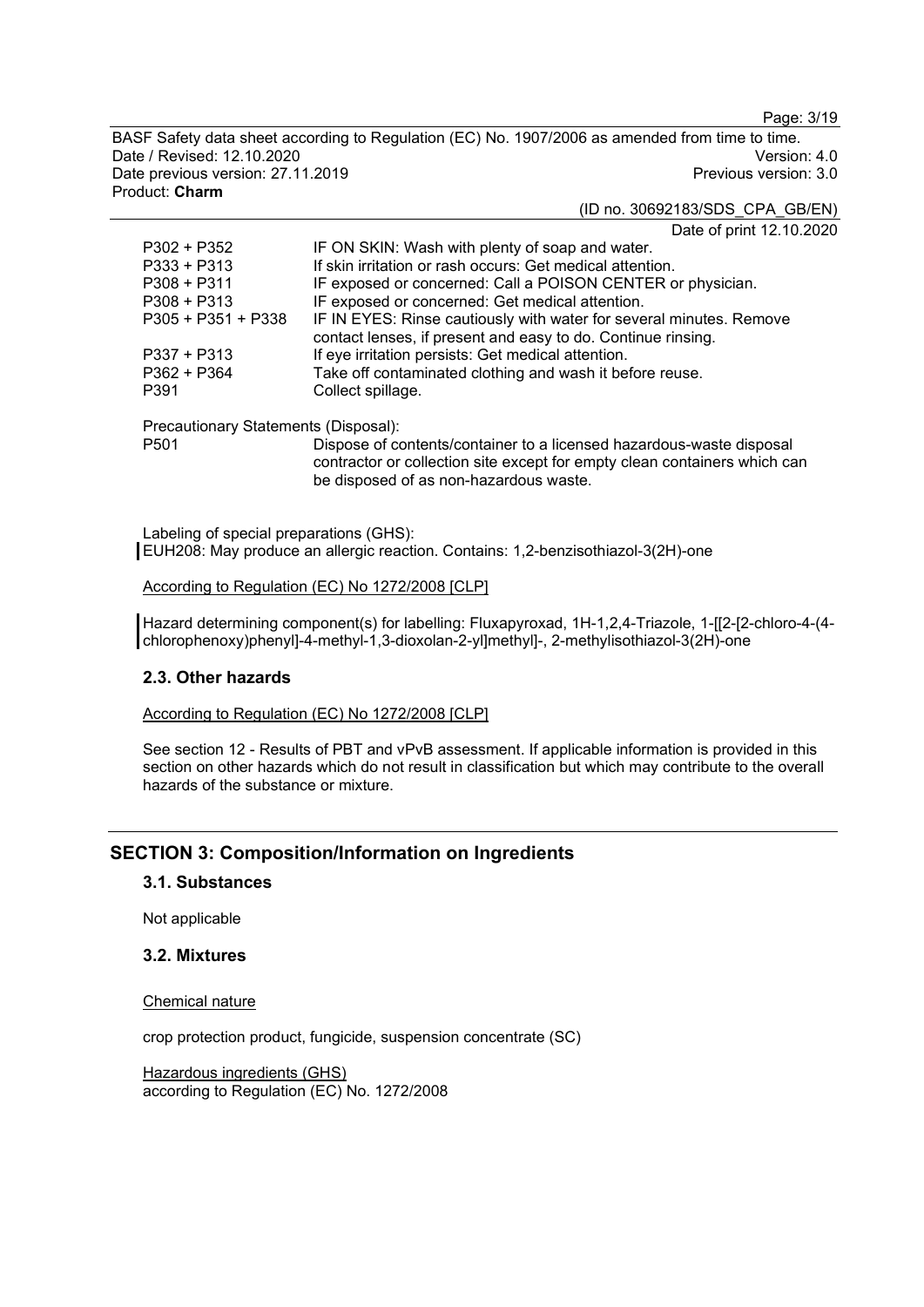| | |
|---|---|
| P302 + P352 | IF ON SKIN: Wash with plenty of soap and water. |
| P333 + P313 | If skin irritation or rash occurs: Get medical attention. |
| P308 + P311 | IF exposed or concerned: Call a POISON CENTER or physician. |
| P308 + P313 | IF exposed or concerned: Get medical attention. |
| P305 + P351 + P338 | IF IN EYES: Rinse cautiously with water for several minutes. Remove contact lenses, if present and easy to do. Continue rinsing. |
| P337 + P313 | If eye irritation persists: Get medical attention. |
| P362 + P364 | Take off contaminated clothing and wash it before reuse. |
| P391 | Collect spillage. |

Precautionary Statements (Disposal):

| | |
|---|---|
| P501 | Dispose of contents/container to a licensed hazardous-waste disposal contractor or collection site except for empty clean containers which can be disposed of as non-hazardous waste. |

Labeling of special preparations (GHS):
EUH208: May produce an allergic reaction. Contains: 1,2-benzisothiazol-3(2H)-one

According to Regulation (EC) No 1272/2008 [CLP]

Hazard determining component(s) for labelling: Fluxapyroxad, 1H-1,2,4-Triazole, 1-[[2-[2-chloro-4-(4-chlorophenoxy)phenyl]-4-methyl-1,3-dioxolan-2-yl]methyl]-, 2-methylisothiazol-3(2H)-one

### 2.3. Other hazards

According to Regulation (EC) No 1272/2008 [CLP]

See section 12 - Results of PBT and vPvB assessment. If applicable information is provided in this section on other hazards which do not result in classification but which may contribute to the overall hazards of the substance or mixture.

## SECTION 3: Composition/Information on Ingredients

### 3.1. Substances

Not applicable

### 3.2. Mixtures

Chemical nature

crop protection product, fungicide, suspension concentrate (SC)

Hazardous ingredients (GHS)
according to Regulation (EC) No. 1272/2008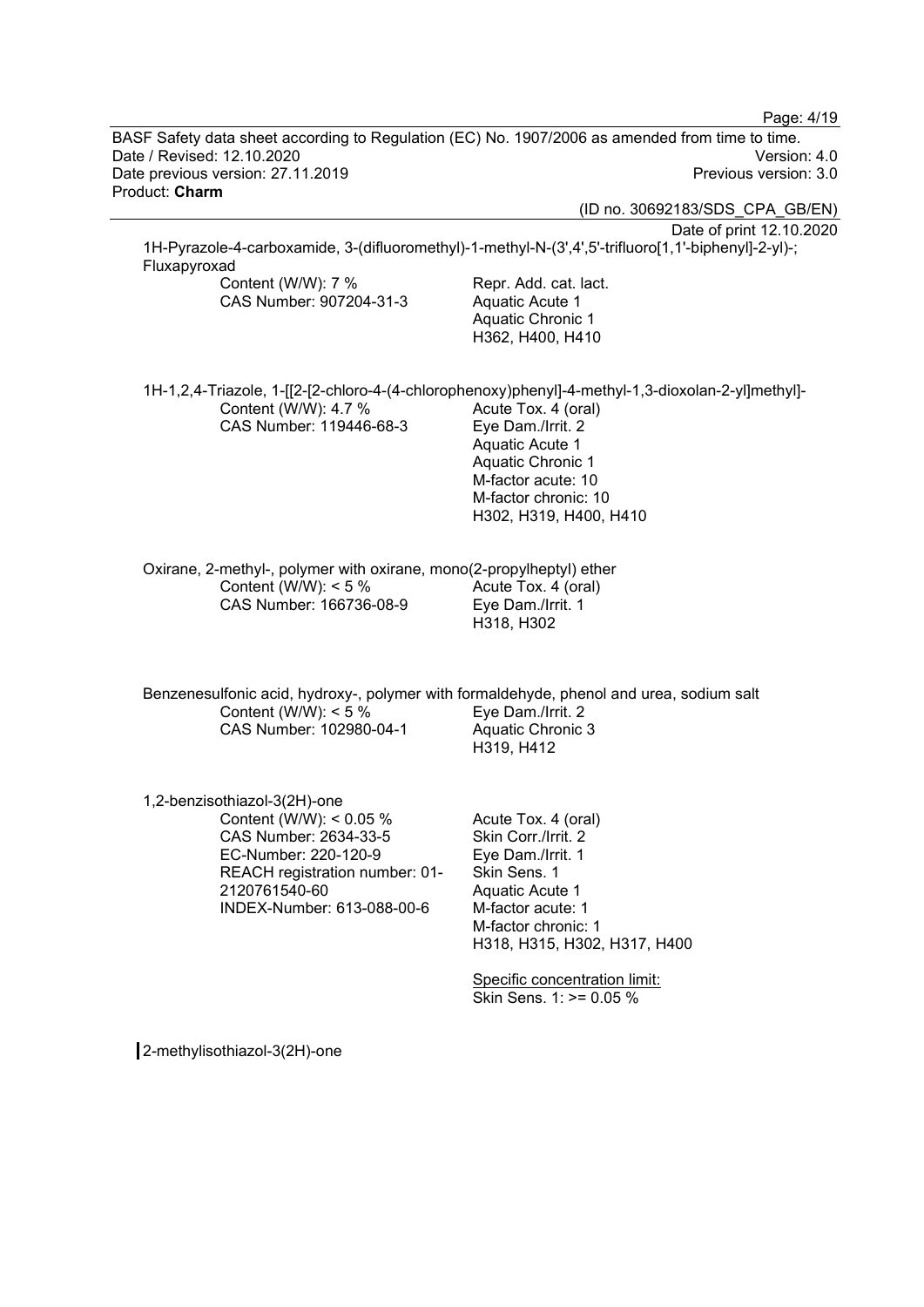1H-Pyrazole-4-carboxamide, 3-(difluoromethyl)-1-methyl-N-(3',4',5'-trifluoro[1,1'-biphenyl]-2-yl)-; Fluxapyroxad

| | |
|---|---|
| Content (W/W): 7 %<br>CAS Number: 907204-31-3 | Repr. Add. cat. lact.<br>Aquatic Acute 1<br>Aquatic Chronic 1<br>H362, H400, H410 |

1H-1,2,4-Triazole, 1-[[2-[2-chloro-4-(4-chlorophenoxy)phenyl]-4-methyl-1,3-dioxolan-2-yl]methyl]-

| | |
|---|---|
| Content (W/W): 4.7 %<br>CAS Number: 119446-68-3 | Acute Tox. 4 (oral)<br>Eye Dam./Irrit. 2<br>Aquatic Acute 1<br>Aquatic Chronic 1<br>M-factor acute: 10<br>M-factor chronic: 10<br>H302, H319, H400, H410 |

Oxirane, 2-methyl-, polymer with oxirane, mono(2-propylheptyl) ether

| | |
|---|---|
| Content (W/W): < 5 %<br>CAS Number: 166736-08-9 | Acute Tox. 4 (oral)<br>Eye Dam./Irrit. 1<br>H318, H302 |

Benzenesulfonic acid, hydroxy-, polymer with formaldehyde, phenol and urea, sodium salt

| | |
|---|---|
| Content (W/W): < 5 %<br>CAS Number: 102980-04-1 | Eye Dam./Irrit. 2<br>Aquatic Chronic 3<br>H319, H412 |

1,2-benzisothiazol-3(2H)-one

| | |
|---|---|
| Content (W/W): < 0.05 %<br>CAS Number: 2634-33-5<br>EC-Number: 220-120-9<br>REACH registration number: 01-2120761540-60<br>INDEX-Number: 613-088-00-6 | Acute Tox. 4 (oral)<br>Skin Corr./Irrit. 2<br>Eye Dam./Irrit. 1<br>Skin Sens. 1<br>Aquatic Acute 1<br>M-factor acute: 1<br>M-factor chronic: 1<br>H318, H315, H302, H317, H400<br><br>Specific concentration limit:<br>Skin Sens. 1: >= 0.05 % |

2-methylisothiazol-3(2H)-one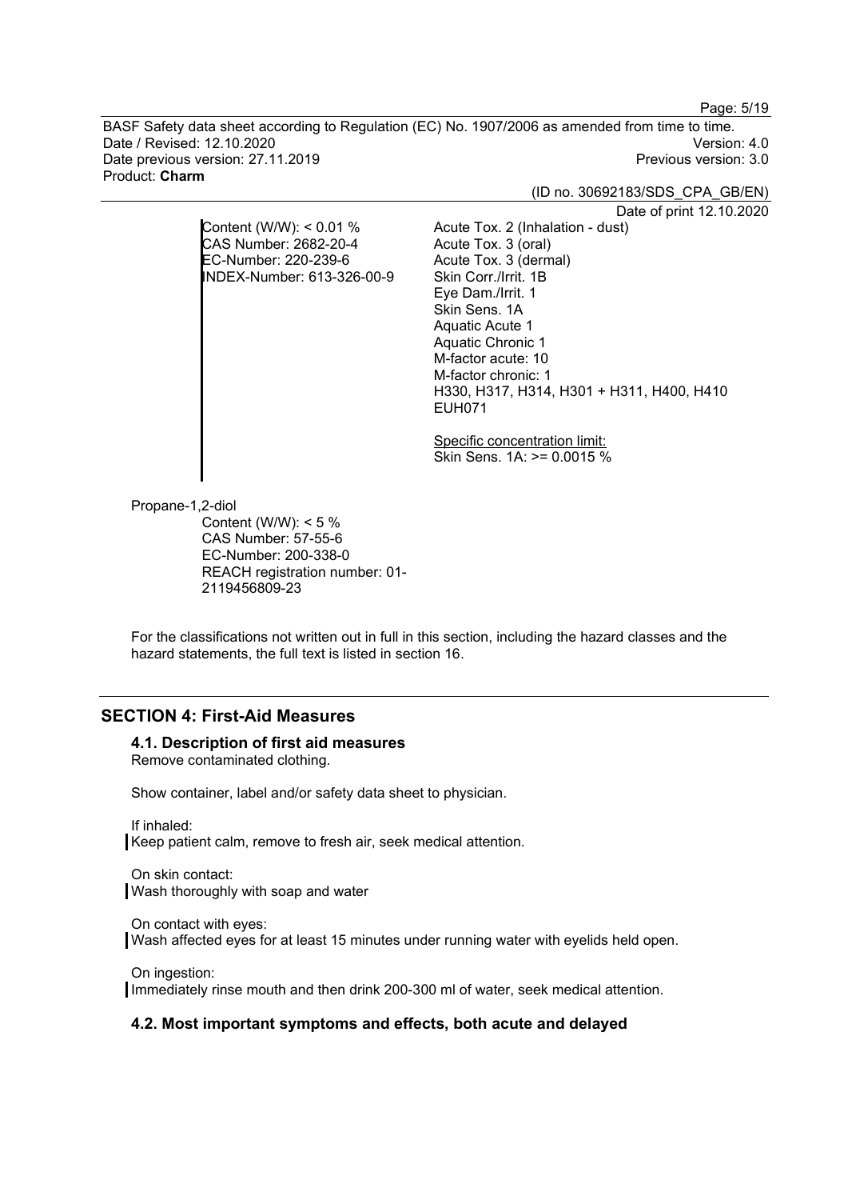| | |
|---|---|
| Content (W/W): < 0.01 %<br>CAS Number: 2682-20-4<br>EC-Number: 220-239-6<br>INDEX-Number: 613-326-00-9 | Acute Tox. 2 (Inhalation - dust)<br>Acute Tox. 3 (oral)<br>Acute Tox. 3 (dermal)<br>Skin Corr./Irrit. 1B<br>Eye Dam./Irrit. 1<br>Skin Sens. 1A<br>Aquatic Acute 1<br>Aquatic Chronic 1<br>M-factor acute: 10<br>M-factor chronic: 1<br>H330, H317, H314, H301 + H311, H400, H410<br>EUH071<br><br>Specific concentration limit:<br>Skin Sens. 1A: >= 0.0015 % |

Propane-1,2-diol

Content (W/W): < 5 %
CAS Number: 57-55-6
EC-Number: 200-338-0
REACH registration number: 01-2119456809-23

For the classifications not written out in full in this section, including the hazard classes and the hazard statements, the full text is listed in section 16.

## SECTION 4: First-Aid Measures

### 4.1. Description of first aid measures

Remove contaminated clothing.

Show container, label and/or safety data sheet to physician.

If inhaled:
Keep patient calm, remove to fresh air, seek medical attention.

On skin contact:
Wash thoroughly with soap and water

On contact with eyes:
Wash affected eyes for at least 15 minutes under running water with eyelids held open.

On ingestion:
Immediately rinse mouth and then drink 200-300 ml of water, seek medical attention.

### 4.2. Most important symptoms and effects, both acute and delayed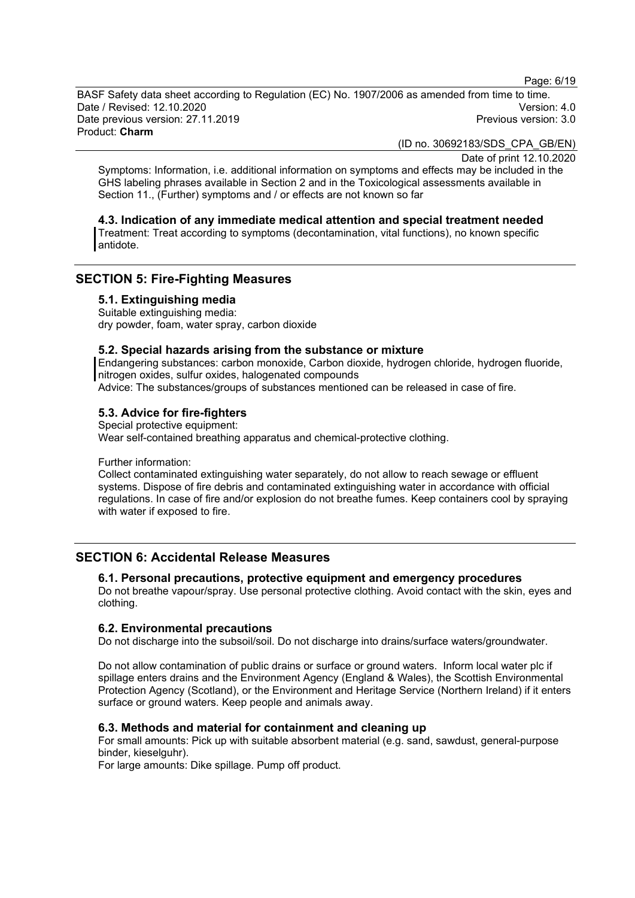Symptoms: Information, i.e. additional information on symptoms and effects may be included in the GHS labeling phrases available in Section 2 and in the Toxicological assessments available in Section 11., (Further) symptoms and / or effects are not known so far

### 4.3. Indication of any immediate medical attention and special treatment needed

Treatment: Treat according to symptoms (decontamination, vital functions), no known specific antidote.

## SECTION 5: Fire-Fighting Measures

### 5.1. Extinguishing media

Suitable extinguishing media:
dry powder, foam, water spray, carbon dioxide

### 5.2. Special hazards arising from the substance or mixture

Endangering substances: carbon monoxide, Carbon dioxide, hydrogen chloride, hydrogen fluoride, nitrogen oxides, sulfur oxides, halogenated compounds
Advice: The substances/groups of substances mentioned can be released in case of fire.

### 5.3. Advice for fire-fighters

Special protective equipment:
Wear self-contained breathing apparatus and chemical-protective clothing.

Further information:
Collect contaminated extinguishing water separately, do not allow to reach sewage or effluent systems. Dispose of fire debris and contaminated extinguishing water in accordance with official regulations. In case of fire and/or explosion do not breathe fumes. Keep containers cool by spraying with water if exposed to fire.

## SECTION 6: Accidental Release Measures

### 6.1. Personal precautions, protective equipment and emergency procedures

Do not breathe vapour/spray. Use personal protective clothing. Avoid contact with the skin, eyes and clothing.

### 6.2. Environmental precautions

Do not discharge into the subsoil/soil. Do not discharge into drains/surface waters/groundwater.

Do not allow contamination of public drains or surface or ground waters. Inform local water plc if spillage enters drains and the Environment Agency (England & Wales), the Scottish Environmental Protection Agency (Scotland), or the Environment and Heritage Service (Northern Ireland) if it enters surface or ground waters. Keep people and animals away.

### 6.3. Methods and material for containment and cleaning up

For small amounts: Pick up with suitable absorbent material (e.g. sand, sawdust, general-purpose binder, kieselguhr).
For large amounts: Dike spillage. Pump off product.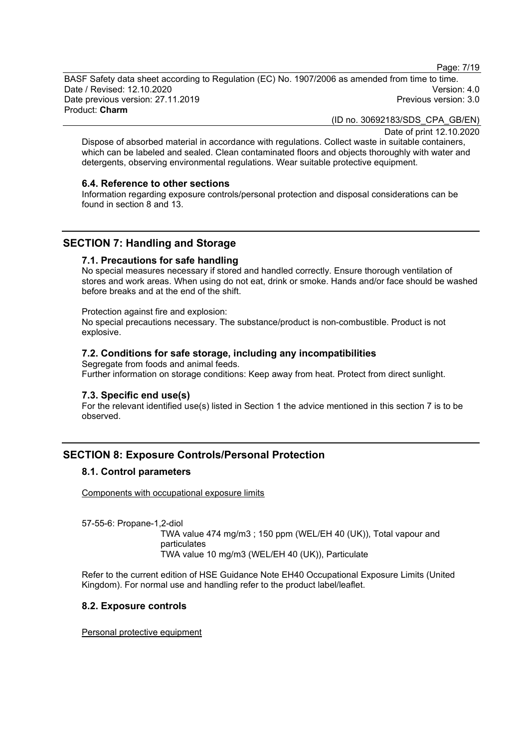Dispose of absorbed material in accordance with regulations. Collect waste in suitable containers, which can be labeled and sealed. Clean contaminated floors and objects thoroughly with water and detergents, observing environmental regulations. Wear suitable protective equipment.

### 6.4. Reference to other sections

Information regarding exposure controls/personal protection and disposal considerations can be found in section 8 and 13.

## SECTION 7: Handling and Storage

### 7.1. Precautions for safe handling

No special measures necessary if stored and handled correctly. Ensure thorough ventilation of stores and work areas. When using do not eat, drink or smoke. Hands and/or face should be washed before breaks and at the end of the shift.

Protection against fire and explosion:
No special precautions necessary. The substance/product is non-combustible. Product is not explosive.

### 7.2. Conditions for safe storage, including any incompatibilities

Segregate from foods and animal feeds.
Further information on storage conditions: Keep away from heat. Protect from direct sunlight.

### 7.3. Specific end use(s)

For the relevant identified use(s) listed in Section 1 the advice mentioned in this section 7 is to be observed.

## SECTION 8: Exposure Controls/Personal Protection

### 8.1. Control parameters

Components with occupational exposure limits

57-55-6: Propane-1,2-diol
TWA value 474 mg/m3 ; 150 ppm (WEL/EH 40 (UK)), Total vapour and particulates
TWA value 10 mg/m3 (WEL/EH 40 (UK)), Particulate

Refer to the current edition of HSE Guidance Note EH40 Occupational Exposure Limits (United Kingdom). For normal use and handling refer to the product label/leaflet.

### 8.2. Exposure controls

Personal protective equipment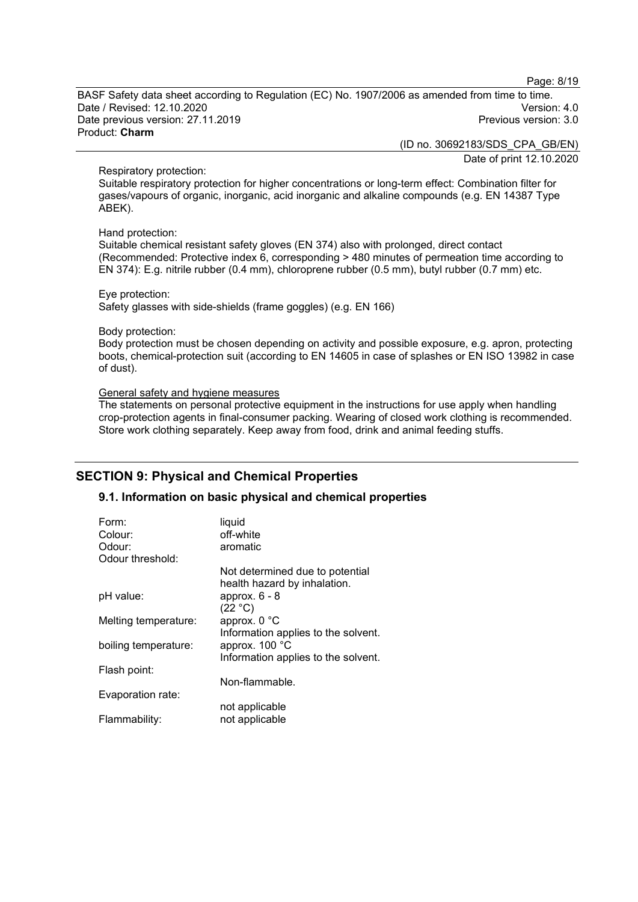Respiratory protection:
Suitable respiratory protection for higher concentrations or long-term effect: Combination filter for gases/vapours of organic, inorganic, acid inorganic and alkaline compounds (e.g. EN 14387 Type ABEK).

Hand protection:
Suitable chemical resistant safety gloves (EN 374) also with prolonged, direct contact (Recommended: Protective index 6, corresponding > 480 minutes of permeation time according to EN 374): E.g. nitrile rubber (0.4 mm), chloroprene rubber (0.5 mm), butyl rubber (0.7 mm) etc.

Eye protection:
Safety glasses with side-shields (frame goggles) (e.g. EN 166)

Body protection:
Body protection must be chosen depending on activity and possible exposure, e.g. apron, protecting boots, chemical-protection suit (according to EN 14605 in case of splashes or EN ISO 13982 in case of dust).

General safety and hygiene measures
The statements on personal protective equipment in the instructions for use apply when handling crop-protection agents in final-consumer packing. Wearing of closed work clothing is recommended. Store work clothing separately. Keep away from food, drink and animal feeding stuffs.

## SECTION 9: Physical and Chemical Properties

### 9.1. Information on basic physical and chemical properties

| | |
|---|---|
| Form: | liquid |
| Colour: | off-white |
| Odour: | aromatic |
| Odour threshold: | Not determined due to potential health hazard by inhalation. |
| pH value: | approx. 6 - 8 (22 °C) |
| Melting temperature: | approx. 0 °C Information applies to the solvent. |
| boiling temperature: | approx. 100 °C Information applies to the solvent. |
| Flash point: | Non-flammable. |
| Evaporation rate: | not applicable |
| Flammability: | not applicable |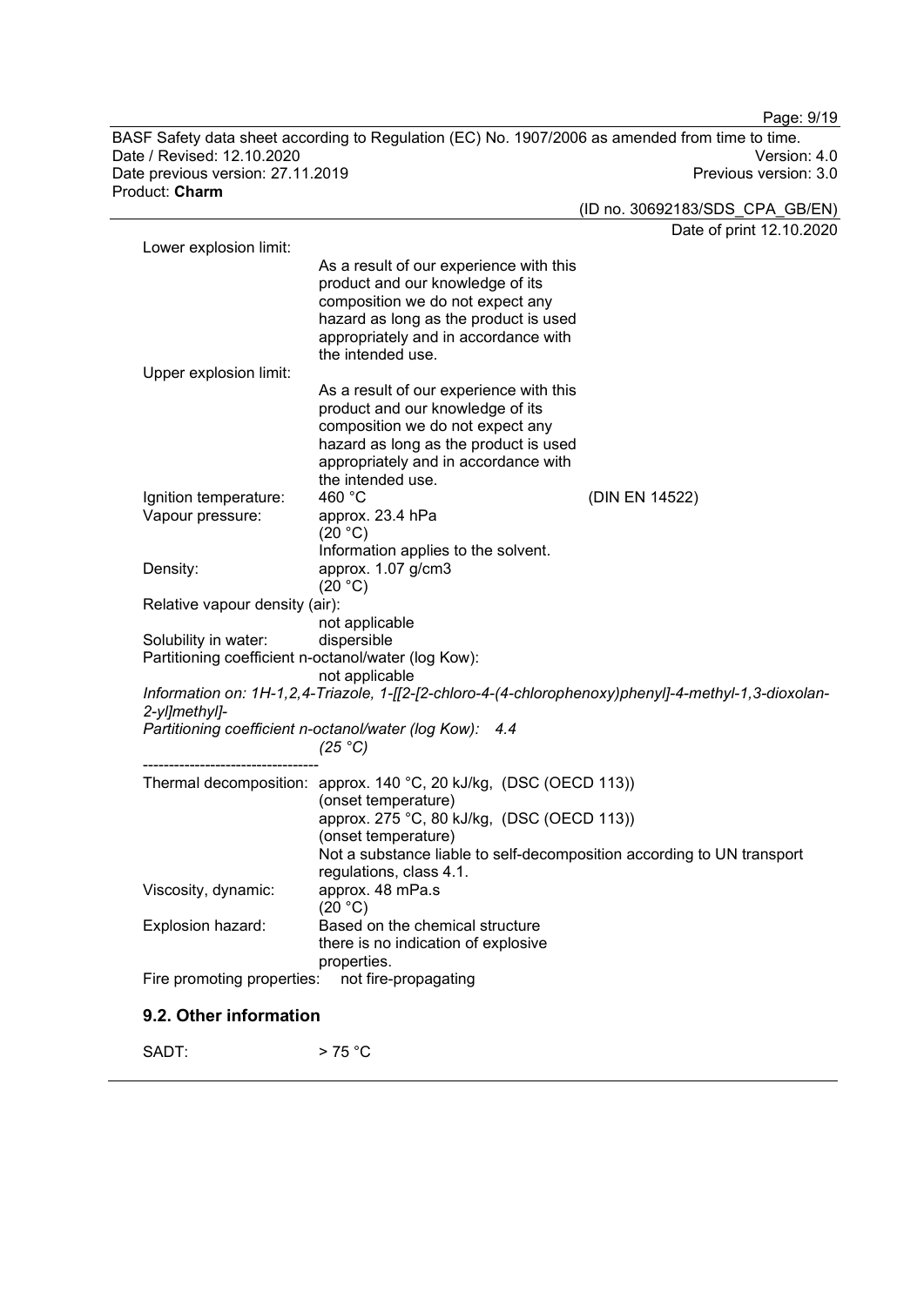Lower explosion limit:

As a result of our experience with this product and our knowledge of its composition we do not expect any hazard as long as the product is used appropriately and in accordance with the intended use.

Upper explosion limit:

As a result of our experience with this product and our knowledge of its composition we do not expect any hazard as long as the product is used appropriately and in accordance with the intended use.

Ignition temperature: 460 °C (DIN EN 14522)

Vapour pressure: approx. 23.4 hPa (20 °C)
Information applies to the solvent.

Density: approx. 1.07 g/cm3 (20 °C)

Relative vapour density (air):
not applicable

Solubility in water: dispersible

Partitioning coefficient n-octanol/water (log Kow):
not applicable

*Information on: 1H-1,2,4-Triazole, 1-[[2-[2-chloro-4-(4-chlorophenoxy)phenyl]-4-methyl-1,3-dioxolan-2-yl]methyl]-*
*Partitioning coefficient n-octanol/water (log Kow): 4.4*
*(25 °C)*

----------------------------------

Thermal decomposition: approx. 140 °C, 20 kJ/kg, (DSC (OECD 113))
(onset temperature)
approx. 275 °C, 80 kJ/kg, (DSC (OECD 113))
(onset temperature)
Not a substance liable to self-decomposition according to UN transport regulations, class 4.1.

Viscosity, dynamic: approx. 48 mPa.s (20 °C)

Explosion hazard: Based on the chemical structure there is no indication of explosive properties.

Fire promoting properties: not fire-propagating

## 9.2. Other information

SADT: > 75 °C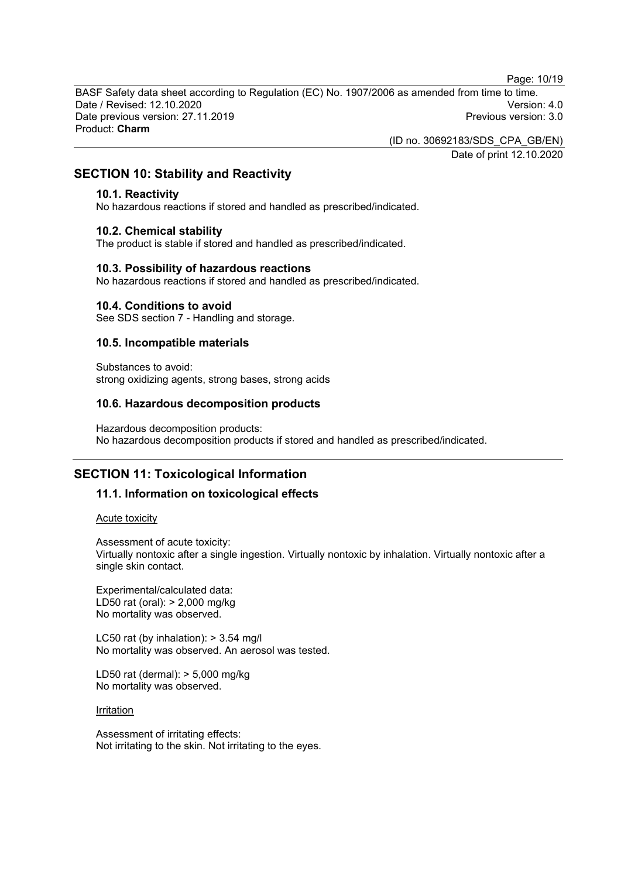## SECTION 10: Stability and Reactivity

### 10.1. Reactivity

No hazardous reactions if stored and handled as prescribed/indicated.

### 10.2. Chemical stability

The product is stable if stored and handled as prescribed/indicated.

### 10.3. Possibility of hazardous reactions

No hazardous reactions if stored and handled as prescribed/indicated.

### 10.4. Conditions to avoid

See SDS section 7 - Handling and storage.

### 10.5. Incompatible materials

Substances to avoid:
strong oxidizing agents, strong bases, strong acids

### 10.6. Hazardous decomposition products

Hazardous decomposition products:
No hazardous decomposition products if stored and handled as prescribed/indicated.

## SECTION 11: Toxicological Information

### 11.1. Information on toxicological effects

Acute toxicity

Assessment of acute toxicity:
Virtually nontoxic after a single ingestion. Virtually nontoxic by inhalation. Virtually nontoxic after a single skin contact.

Experimental/calculated data:
LD50 rat (oral): > 2,000 mg/kg
No mortality was observed.

LC50 rat (by inhalation): > 3.54 mg/l
No mortality was observed. An aerosol was tested.

LD50 rat (dermal): > 5,000 mg/kg
No mortality was observed.

Irritation

Assessment of irritating effects:
Not irritating to the skin. Not irritating to the eyes.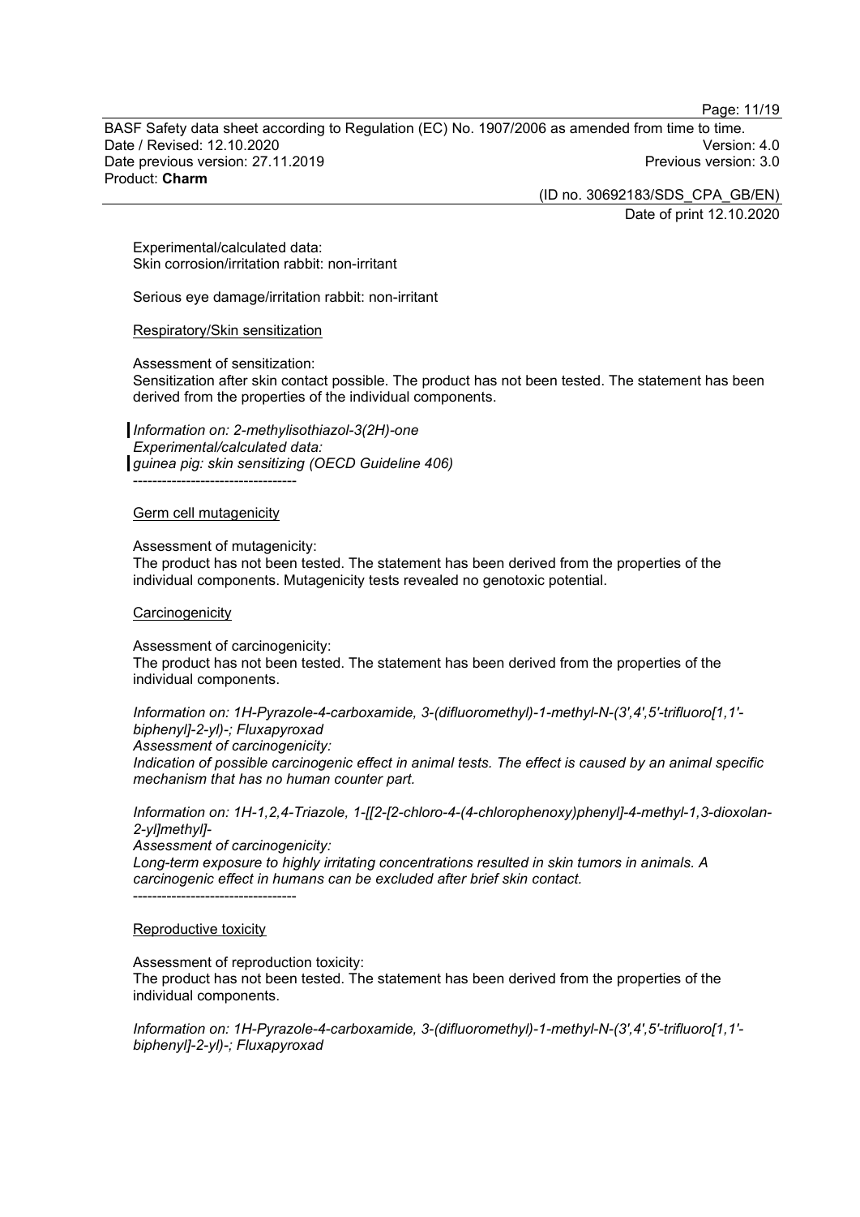Experimental/calculated data:
Skin corrosion/irritation rabbit: non-irritant

Serious eye damage/irritation rabbit: non-irritant

Respiratory/Skin sensitization

Assessment of sensitization:
Sensitization after skin contact possible. The product has not been tested. The statement has been derived from the properties of the individual components.

*Information on: 2-methylisothiazol-3(2H)-one*
*Experimental/calculated data:*
*guinea pig: skin sensitizing (OECD Guideline 406)*
----------------------------------

Germ cell mutagenicity

Assessment of mutagenicity:
The product has not been tested. The statement has been derived from the properties of the individual components. Mutagenicity tests revealed no genotoxic potential.

Carcinogenicity

Assessment of carcinogenicity:
The product has not been tested. The statement has been derived from the properties of the individual components.

*Information on: 1H-Pyrazole-4-carboxamide, 3-(difluoromethyl)-1-methyl-N-(3',4',5'-trifluoro[1,1'-biphenyl]-2-yl)-; Fluxapyroxad*
*Assessment of carcinogenicity:*
*Indication of possible carcinogenic effect in animal tests. The effect is caused by an animal specific mechanism that has no human counter part.*

*Information on: 1H-1,2,4-Triazole, 1-[[2-[2-chloro-4-(4-chlorophenoxy)phenyl]-4-methyl-1,3-dioxolan-2-yl]methyl]-*
*Assessment of carcinogenicity:*
*Long-term exposure to highly irritating concentrations resulted in skin tumors in animals. A carcinogenic effect in humans can be excluded after brief skin contact.*
----------------------------------

Reproductive toxicity

Assessment of reproduction toxicity:
The product has not been tested. The statement has been derived from the properties of the individual components.

*Information on: 1H-Pyrazole-4-carboxamide, 3-(difluoromethyl)-1-methyl-N-(3',4',5'-trifluoro[1,1'-biphenyl]-2-yl)-; Fluxapyroxad*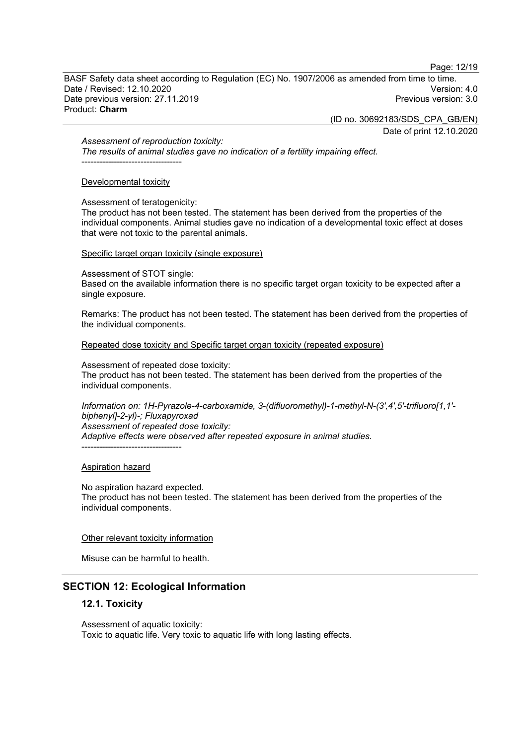*Assessment of reproduction toxicity:*
*The results of animal studies gave no indication of a fertility impairing effect.*
----------------------------------

Developmental toxicity

Assessment of teratogenicity:
The product has not been tested. The statement has been derived from the properties of the individual components. Animal studies gave no indication of a developmental toxic effect at doses that were not toxic to the parental animals.

Specific target organ toxicity (single exposure)

Assessment of STOT single:
Based on the available information there is no specific target organ toxicity to be expected after a single exposure.

Remarks: The product has not been tested. The statement has been derived from the properties of the individual components.

Repeated dose toxicity and Specific target organ toxicity (repeated exposure)

Assessment of repeated dose toxicity:
The product has not been tested. The statement has been derived from the properties of the individual components.

*Information on: 1H-Pyrazole-4-carboxamide, 3-(difluoromethyl)-1-methyl-N-(3',4',5'-trifluoro[1,1'-biphenyl]-2-yl)-; Fluxapyroxad*
*Assessment of repeated dose toxicity:*
*Adaptive effects were observed after repeated exposure in animal studies.*
----------------------------------

Aspiration hazard

No aspiration hazard expected.
The product has not been tested. The statement has been derived from the properties of the individual components.

Other relevant toxicity information

Misuse can be harmful to health.

## SECTION 12: Ecological Information

### 12.1. Toxicity

Assessment of aquatic toxicity:
Toxic to aquatic life. Very toxic to aquatic life with long lasting effects.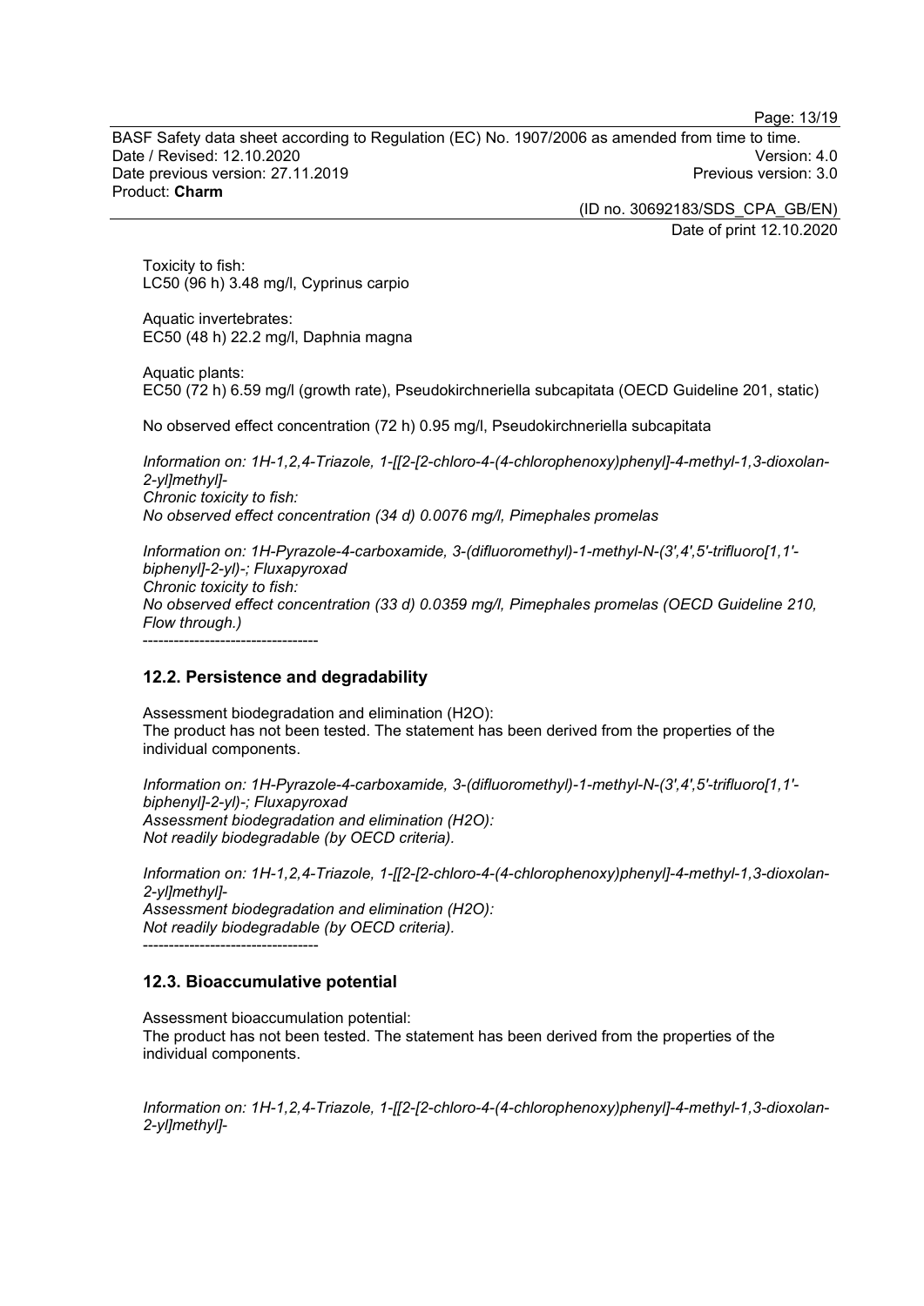Toxicity to fish:
LC50 (96 h) 3.48 mg/l, Cyprinus carpio

Aquatic invertebrates:
EC50 (48 h) 22.2 mg/l, Daphnia magna

Aquatic plants:
EC50 (72 h) 6.59 mg/l (growth rate), Pseudokirchneriella subcapitata (OECD Guideline 201, static)

No observed effect concentration (72 h) 0.95 mg/l, Pseudokirchneriella subcapitata

*Information on: 1H-1,2,4-Triazole, 1-[[2-[2-chloro-4-(4-chlorophenoxy)phenyl]-4-methyl-1,3-dioxolan-2-yl]methyl]-*
*Chronic toxicity to fish:*
*No observed effect concentration (34 d) 0.0076 mg/l, Pimephales promelas*

*Information on: 1H-Pyrazole-4-carboxamide, 3-(difluoromethyl)-1-methyl-N-(3',4',5'-trifluoro[1,1'-biphenyl]-2-yl)-; Fluxapyroxad*
*Chronic toxicity to fish:*
*No observed effect concentration (33 d) 0.0359 mg/l, Pimephales promelas (OECD Guideline 210, Flow through.)*

----------------------------------

## 12.2. Persistence and degradability

Assessment biodegradation and elimination ($H_2O$):
The product has not been tested. The statement has been derived from the properties of the individual components.

*Information on: 1H-Pyrazole-4-carboxamide, 3-(difluoromethyl)-1-methyl-N-(3',4',5'-trifluoro[1,1'-biphenyl]-2-yl)-; Fluxapyroxad*
*Assessment biodegradation and elimination ($H_2O$):*
*Not readily biodegradable (by OECD criteria).*

*Information on: 1H-1,2,4-Triazole, 1-[[2-[2-chloro-4-(4-chlorophenoxy)phenyl]-4-methyl-1,3-dioxolan-2-yl]methyl]-*
*Assessment biodegradation and elimination ($H_2O$):*
*Not readily biodegradable (by OECD criteria).*

----------------------------------

## 12.3. Bioaccumulative potential

Assessment bioaccumulation potential:
The product has not been tested. The statement has been derived from the properties of the individual components.

*Information on: 1H-1,2,4-Triazole, 1-[[2-[2-chloro-4-(4-chlorophenoxy)phenyl]-4-methyl-1,3-dioxolan-2-yl]methyl]-*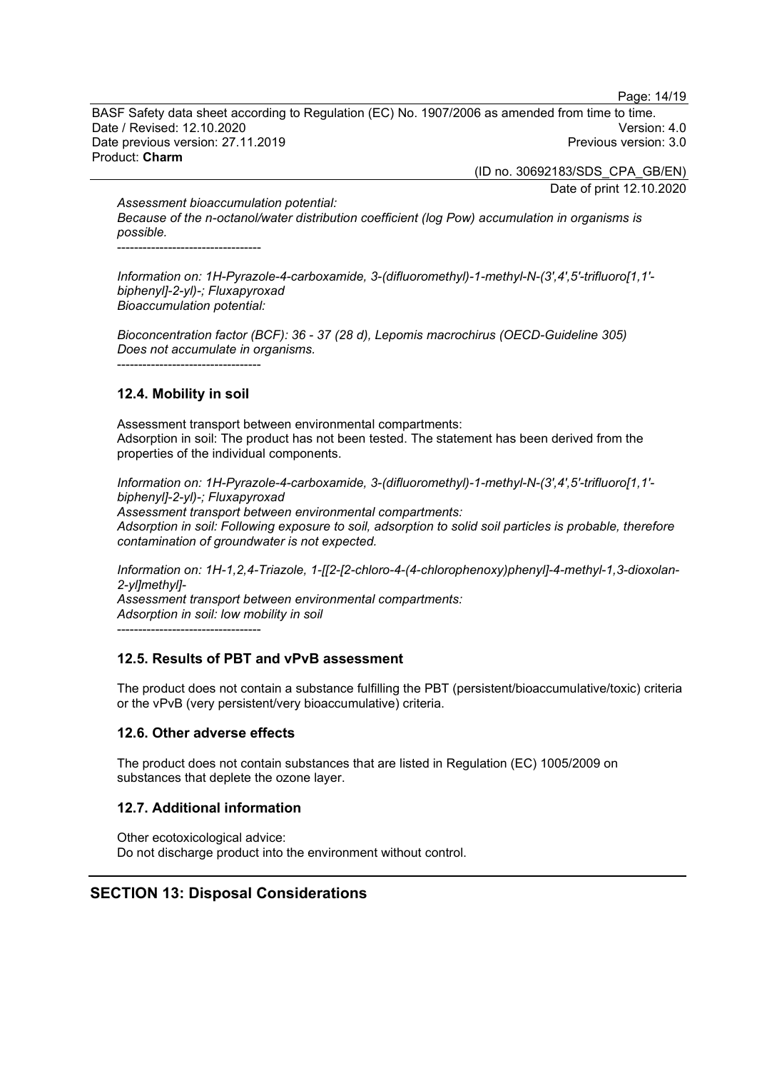*Assessment bioaccumulation potential:*
*Because of the n-octanol/water distribution coefficient (log Pow) accumulation in organisms is possible.*

----------------------------------

*Information on: 1H-Pyrazole-4-carboxamide, 3-(difluoromethyl)-1-methyl-N-(3',4',5'-trifluoro[1,1'-biphenyl]-2-yl)-; Fluxapyroxad*
*Bioaccumulation potential:*

*Bioconcentration factor (BCF): 36 - 37 (28 d), Lepomis macrochirus (OECD-Guideline 305)*
*Does not accumulate in organisms.*

----------------------------------

### 12.4. Mobility in soil

Assessment transport between environmental compartments:
Adsorption in soil: The product has not been tested. The statement has been derived from the properties of the individual components.

*Information on: 1H-Pyrazole-4-carboxamide, 3-(difluoromethyl)-1-methyl-N-(3',4',5'-trifluoro[1,1'-biphenyl]-2-yl)-; Fluxapyroxad*
*Assessment transport between environmental compartments:*
*Adsorption in soil: Following exposure to soil, adsorption to solid soil particles is probable, therefore contamination of groundwater is not expected.*

*Information on: 1H-1,2,4-Triazole, 1-[[2-[2-chloro-4-(4-chlorophenoxy)phenyl]-4-methyl-1,3-dioxolan-2-yl]methyl]-*
*Assessment transport between environmental compartments:*
*Adsorption in soil: low mobility in soil*

----------------------------------

### 12.5. Results of PBT and vPvB assessment

The product does not contain a substance fulfilling the PBT (persistent/bioaccumulative/toxic) criteria or the vPvB (very persistent/very bioaccumulative) criteria.

### 12.6. Other adverse effects

The product does not contain substances that are listed in Regulation (EC) 1005/2009 on substances that deplete the ozone layer.

### 12.7. Additional information

Other ecotoxicological advice:
Do not discharge product into the environment without control.

## SECTION 13: Disposal Considerations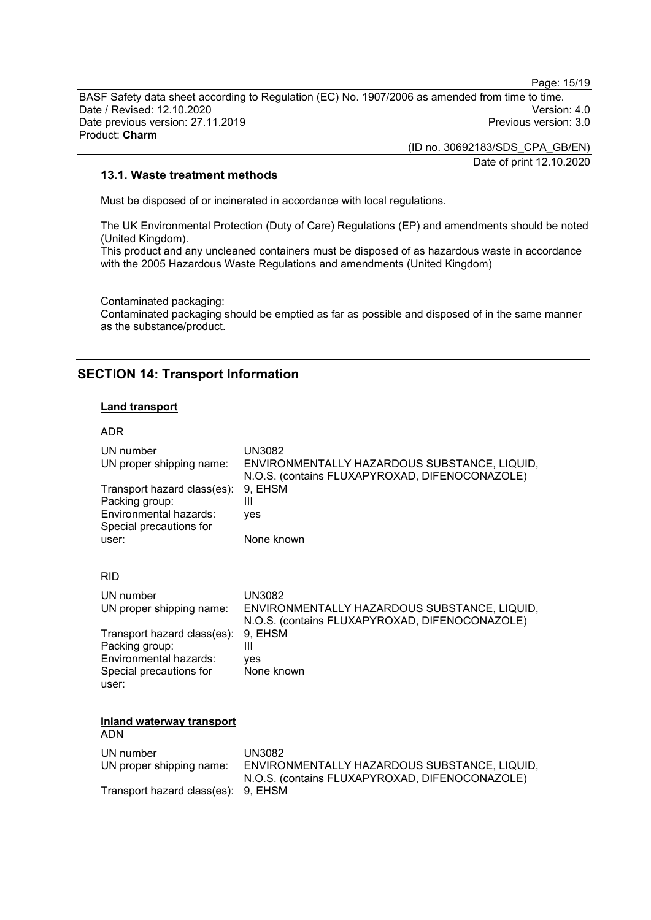### 13.1. Waste treatment methods

Must be disposed of or incinerated in accordance with local regulations.

The UK Environmental Protection (Duty of Care) Regulations (EP) and amendments should be noted (United Kingdom).
This product and any uncleaned containers must be disposed of as hazardous waste in accordance with the 2005 Hazardous Waste Regulations and amendments (United Kingdom)

Contaminated packaging:
Contaminated packaging should be emptied as far as possible and disposed of in the same manner as the substance/product.

## SECTION 14: Transport Information

**Land transport**

ADR

| | |
|---|---|
| UN number | UN3082 |
| UN proper shipping name: | ENVIRONMENTALLY HAZARDOUS SUBSTANCE, LIQUID, N.O.S. (contains FLUXAPYROXAD, DIFENOCONAZOLE) |
| Transport hazard class(es): | 9, EHSM |
| Packing group: | III |
| Environmental hazards: | yes |
| Special precautions for user: | None known |

RID

| | |
|---|---|
| UN number | UN3082 |
| UN proper shipping name: | ENVIRONMENTALLY HAZARDOUS SUBSTANCE, LIQUID, N.O.S. (contains FLUXAPYROXAD, DIFENOCONAZOLE) |
| Transport hazard class(es): | 9, EHSM |
| Packing group: | III |
| Environmental hazards: | yes |
| Special precautions for user: | None known |

**Inland waterway transport**

ADN

| | |
|---|---|
| UN number | UN3082 |
| UN proper shipping name: | ENVIRONMENTALLY HAZARDOUS SUBSTANCE, LIQUID, N.O.S. (contains FLUXAPYROXAD, DIFENOCONAZOLE) |
| Transport hazard class(es): | 9, EHSM |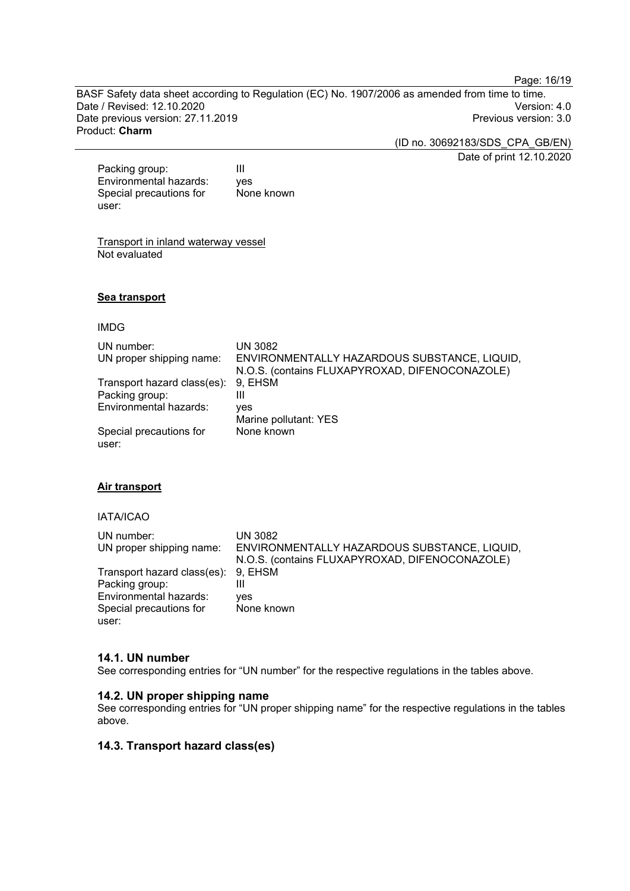| | |
|---|---|
| Packing group: | III |
| Environmental hazards: | yes |
| Special precautions for user: | None known |

Transport in inland waterway vessel
Not evaluated

**Sea transport**

IMDG

| | |
|---|---|
| UN number: | UN 3082 |
| UN proper shipping name: | ENVIRONMENTALLY HAZARDOUS SUBSTANCE, LIQUID, N.O.S. (contains FLUXAPYROXAD, DIFENOCONAZOLE) |
| Transport hazard class(es): | 9, EHSM |
| Packing group: | III |
| Environmental hazards: | yes<br>Marine pollutant: YES |
| Special precautions for user: | None known |

**Air transport**

IATA/ICAO

| | |
|---|---|
| UN number: | UN 3082 |
| UN proper shipping name: | ENVIRONMENTALLY HAZARDOUS SUBSTANCE, LIQUID, N.O.S. (contains FLUXAPYROXAD, DIFENOCONAZOLE) |
| Transport hazard class(es): | 9, EHSM |
| Packing group: | III |
| Environmental hazards: | yes |
| Special precautions for user: | None known |

### 14.1. UN number

See corresponding entries for "UN number" for the respective regulations in the tables above.

### 14.2. UN proper shipping name

See corresponding entries for "UN proper shipping name" for the respective regulations in the tables above.

### 14.3. Transport hazard class(es)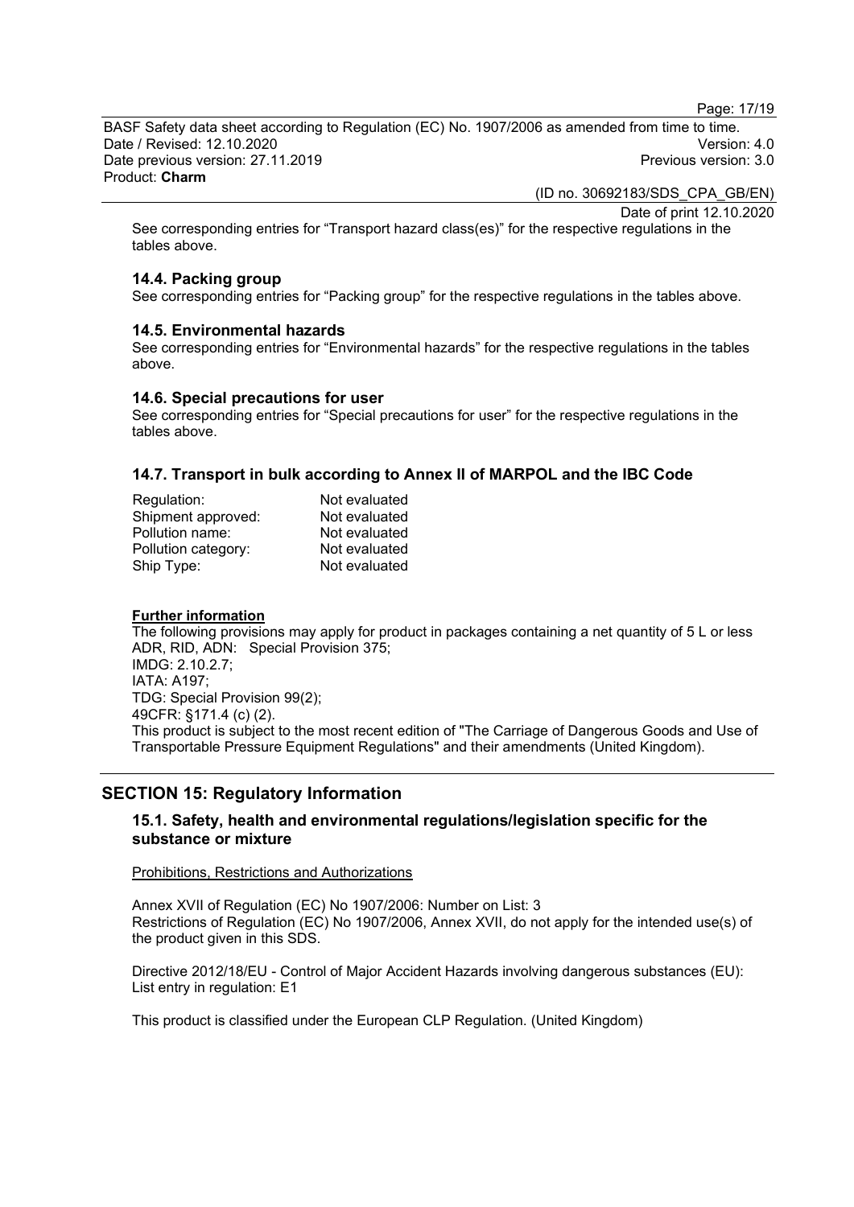See corresponding entries for “Transport hazard class(es)” for the respective regulations in the tables above.

### 14.4. Packing group

See corresponding entries for “Packing group” for the respective regulations in the tables above.

### 14.5. Environmental hazards

See corresponding entries for “Environmental hazards” for the respective regulations in the tables above.

### 14.6. Special precautions for user

See corresponding entries for “Special precautions for user” for the respective regulations in the tables above.

### 14.7. Transport in bulk according to Annex II of MARPOL and the IBC Code

| | |
|---|---|
| Regulation: | Not evaluated |
| Shipment approved: | Not evaluated |
| Pollution name: | Not evaluated |
| Pollution category: | Not evaluated |
| Ship Type: | Not evaluated |

**Further information**

The following provisions may apply for product in packages containing a net quantity of 5 L or less
ADR, RID, ADN: Special Provision 375;
IMDG: 2.10.2.7;
IATA: A197;
TDG: Special Provision 99(2);
49CFR: §171.4 (c) (2).
This product is subject to the most recent edition of "The Carriage of Dangerous Goods and Use of Transportable Pressure Equipment Regulations" and their amendments (United Kingdom).

## SECTION 15: Regulatory Information

### 15.1. Safety, health and environmental regulations/legislation specific for the substance or mixture

Prohibitions, Restrictions and Authorizations

Annex XVII of Regulation (EC) No 1907/2006: Number on List: 3
Restrictions of Regulation (EC) No 1907/2006, Annex XVII, do not apply for the intended use(s) of the product given in this SDS.

Directive 2012/18/EU - Control of Major Accident Hazards involving dangerous substances (EU):
List entry in regulation: E1

This product is classified under the European CLP Regulation. (United Kingdom)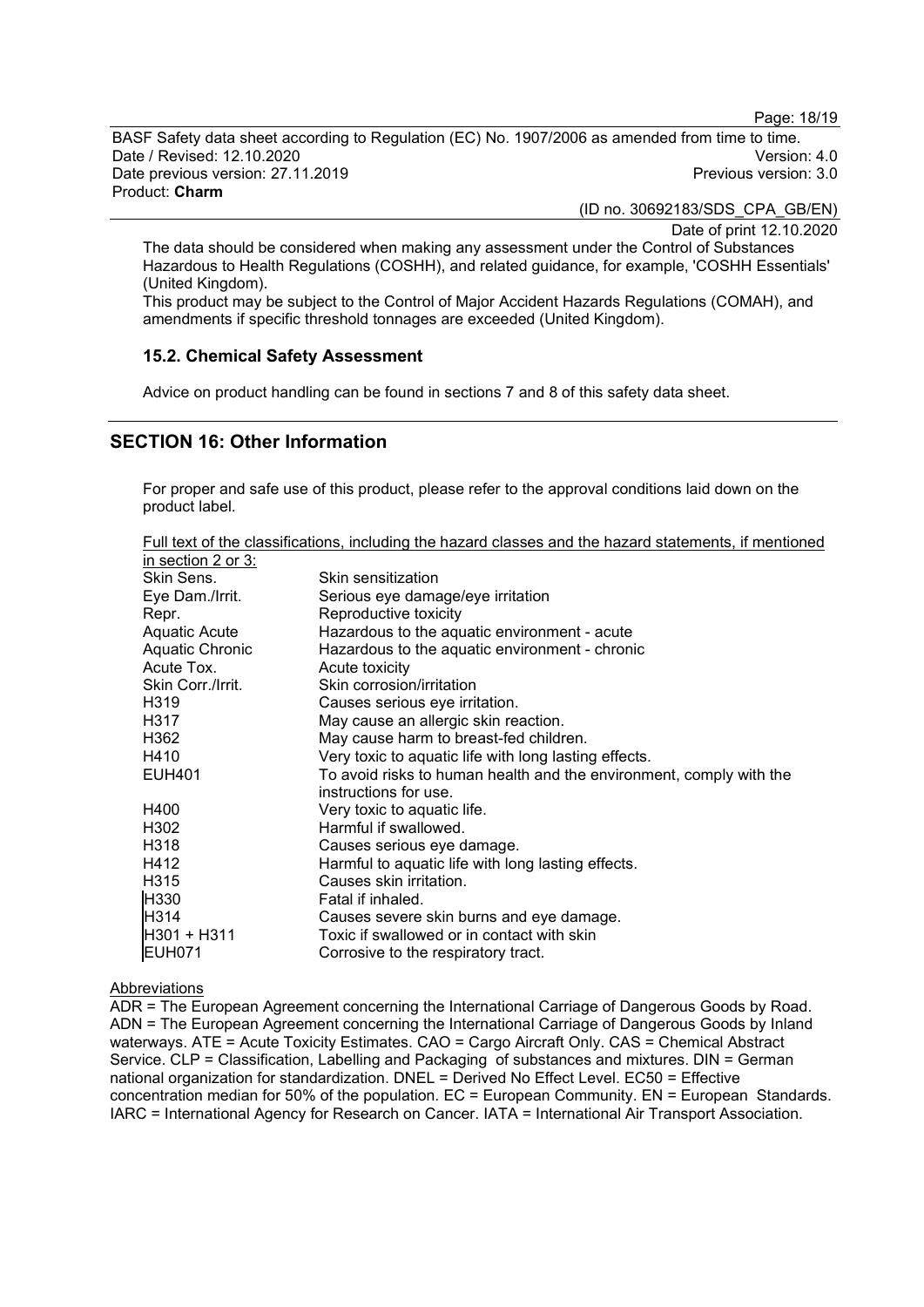The data should be considered when making any assessment under the Control of Substances Hazardous to Health Regulations (COSHH), and related guidance, for example, 'COSHH Essentials' (United Kingdom).
This product may be subject to the Control of Major Accident Hazards Regulations (COMAH), and amendments if specific threshold tonnages are exceeded (United Kingdom).

### 15.2. Chemical Safety Assessment

Advice on product handling can be found in sections 7 and 8 of this safety data sheet.

## SECTION 16: Other Information

For proper and safe use of this product, please refer to the approval conditions laid down on the product label.

Full text of the classifications, including the hazard classes and the hazard statements, if mentioned in section 2 or 3:

| | |
|---|---|
| Skin Sens. | Skin sensitization |
| Eye Dam./Irrit. | Serious eye damage/eye irritation |
| Repr. | Reproductive toxicity |
| Aquatic Acute | Hazardous to the aquatic environment - acute |
| Aquatic Chronic | Hazardous to the aquatic environment - chronic |
| Acute Tox. | Acute toxicity |
| Skin Corr./Irrit. | Skin corrosion/irritation |
| H319 | Causes serious eye irritation. |
| H317 | May cause an allergic skin reaction. |
| H362 | May cause harm to breast-fed children. |
| H410 | Very toxic to aquatic life with long lasting effects. |
| EUH401 | To avoid risks to human health and the environment, comply with the instructions for use. |
| H400 | Very toxic to aquatic life. |
| H302 | Harmful if swallowed. |
| H318 | Causes serious eye damage. |
| H412 | Harmful to aquatic life with long lasting effects. |
| H315 | Causes skin irritation. |
| H330 | Fatal if inhaled. |
| H314 | Causes severe skin burns and eye damage. |
| H301 + H311 | Toxic if swallowed or in contact with skin |
| EUH071 | Corrosive to the respiratory tract. |

Abbreviations

ADR = The European Agreement concerning the International Carriage of Dangerous Goods by Road. ADN = The European Agreement concerning the International Carriage of Dangerous Goods by Inland waterways. ATE = Acute Toxicity Estimates. CAO = Cargo Aircraft Only. CAS = Chemical Abstract Service. CLP = Classification, Labelling and Packaging of substances and mixtures. DIN = German national organization for standardization. DNEL = Derived No Effect Level. EC50 = Effective concentration median for 50% of the population. EC = European Community. EN = European Standards. IARC = International Agency for Research on Cancer. IATA = International Air Transport Association.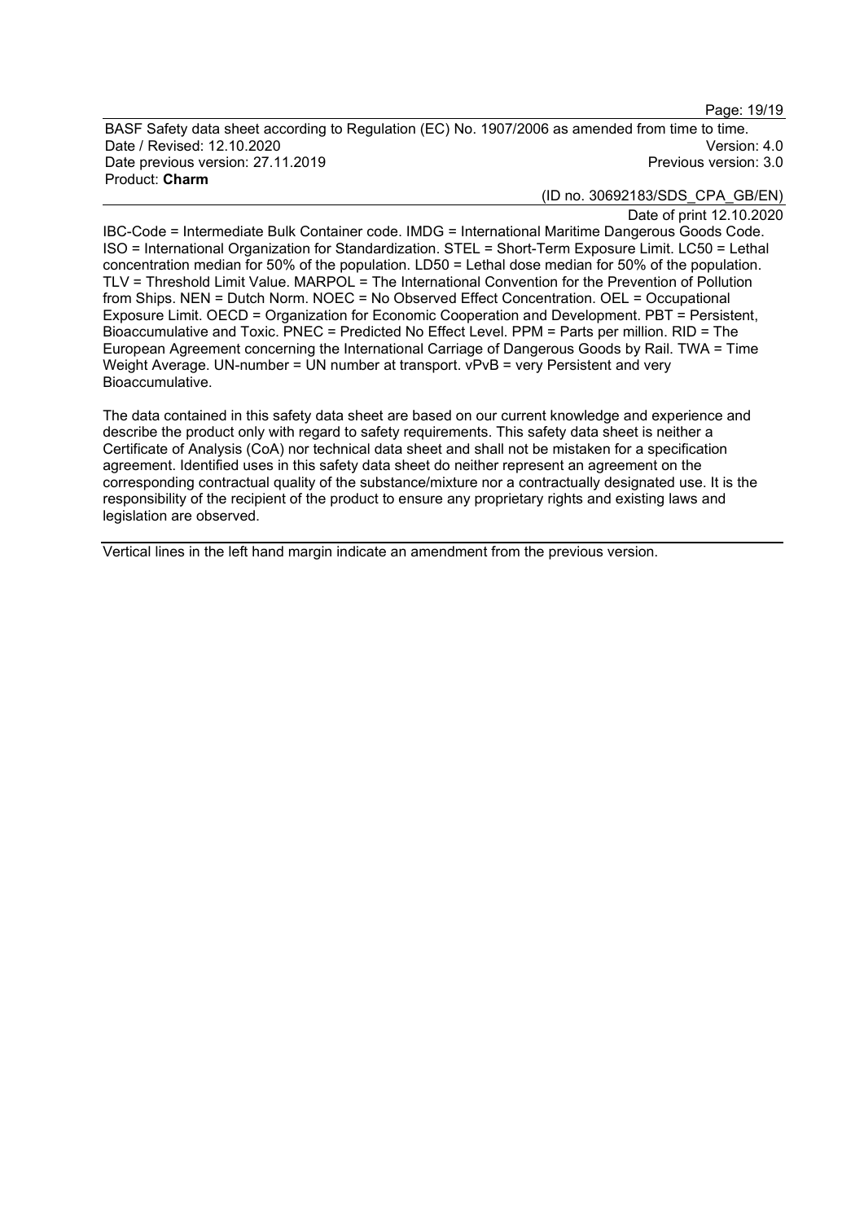IBC-Code = Intermediate Bulk Container code. IMDG = International Maritime Dangerous Goods Code. ISO = International Organization for Standardization. STEL = Short-Term Exposure Limit. LC50 = Lethal concentration median for 50% of the population. LD50 = Lethal dose median for 50% of the population. TLV = Threshold Limit Value. MARPOL = The International Convention for the Prevention of Pollution from Ships. NEN = Dutch Norm. NOEC = No Observed Effect Concentration. OEL = Occupational Exposure Limit. OECD = Organization for Economic Cooperation and Development. PBT = Persistent, Bioaccumulative and Toxic. PNEC = Predicted No Effect Level. PPM = Parts per million. RID = The European Agreement concerning the International Carriage of Dangerous Goods by Rail. TWA = Time Weight Average. UN-number = UN number at transport. vPvB = very Persistent and very Bioaccumulative.

The data contained in this safety data sheet are based on our current knowledge and experience and describe the product only with regard to safety requirements. This safety data sheet is neither a Certificate of Analysis (CoA) nor technical data sheet and shall not be mistaken for a specification agreement. Identified uses in this safety data sheet do neither represent an agreement on the corresponding contractual quality of the substance/mixture nor a contractually designated use. It is the responsibility of the recipient of the product to ensure any proprietary rights and existing laws and legislation are observed.

---

Vertical lines in the left hand margin indicate an amendment from the previous version.